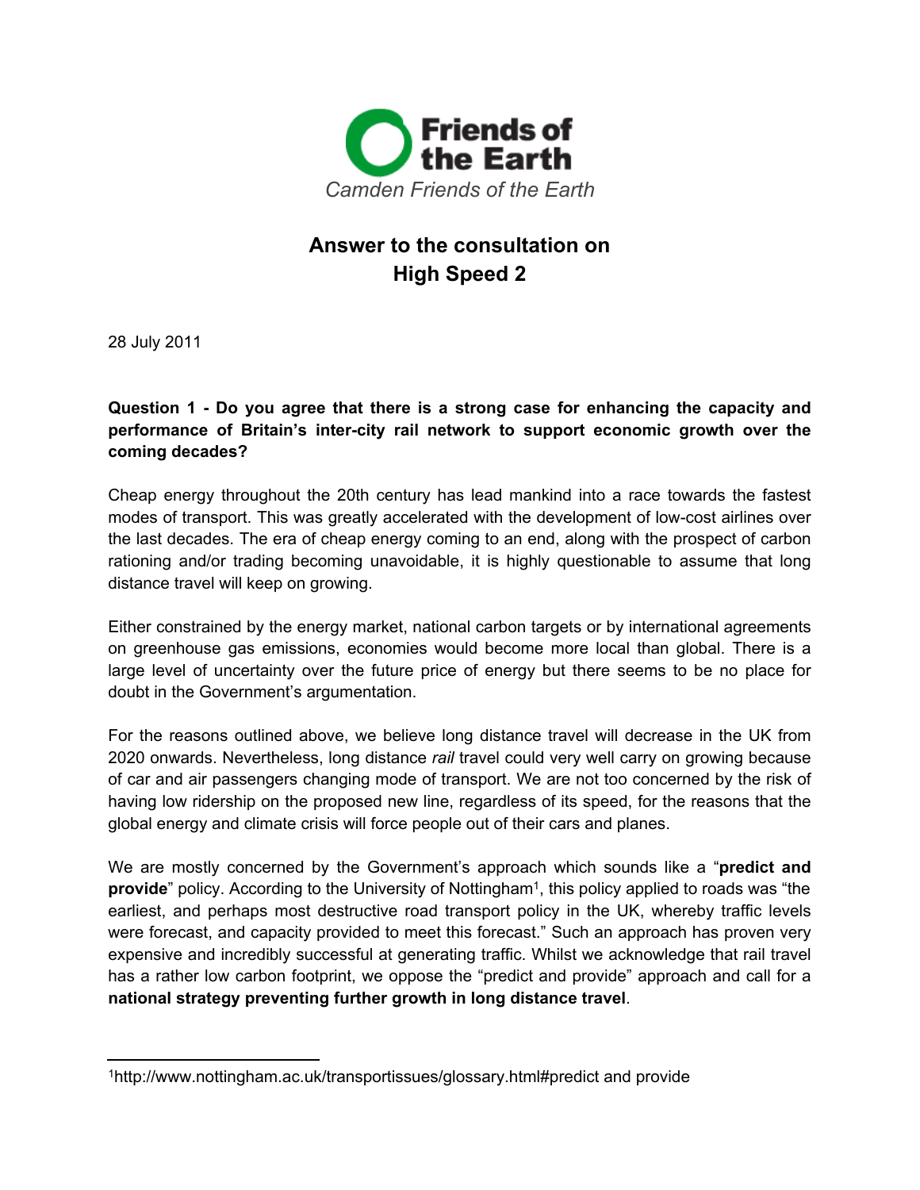Friends of the Earth

*Camden Friends of the Earth*

# Answer to the consultation on High Speed 2

28 July 2011

**Question 1 - Do you agree that there is a strong case for enhancing the capacity and performance of Britain's inter-city rail network to support economic growth over the coming decades?**

Cheap energy throughout the 20th century has lead mankind into a race towards the fastest modes of transport. This was greatly accelerated with the development of low-cost airlines over the last decades. The era of cheap energy coming to an end, along with the prospect of carbon rationing and/or trading becoming unavoidable, it is highly questionable to assume that long distance travel will keep on growing.

Either constrained by the energy market, national carbon targets or by international agreements on greenhouse gas emissions, economies would become more local than global. There is a large level of uncertainty over the future price of energy but there seems to be no place for doubt in the Government's argumentation.

For the reasons outlined above, we believe long distance travel will decrease in the UK from 2020 onwards. Nevertheless, long distance *rail* travel could very well carry on growing because of car and air passengers changing mode of transport. We are not too concerned by the risk of having low ridership on the proposed new line, regardless of its speed, for the reasons that the global energy and climate crisis will force people out of their cars and planes.

We are mostly concerned by the Government's approach which sounds like a "**predict and provide**" policy. According to the University of Nottingham[1], this policy applied to roads was "the earliest, and perhaps most destructive road transport policy in the UK, whereby traffic levels were forecast, and capacity provided to meet this forecast." Such an approach has proven very expensive and incredibly successful at generating traffic. Whilst we acknowledge that rail travel has a rather low carbon footprint, we oppose the "predict and provide" approach and call for a **national strategy preventing further growth in long distance travel**.

---

[1]http://www.nottingham.ac.uk/transportissues/glossary.html#predict and provide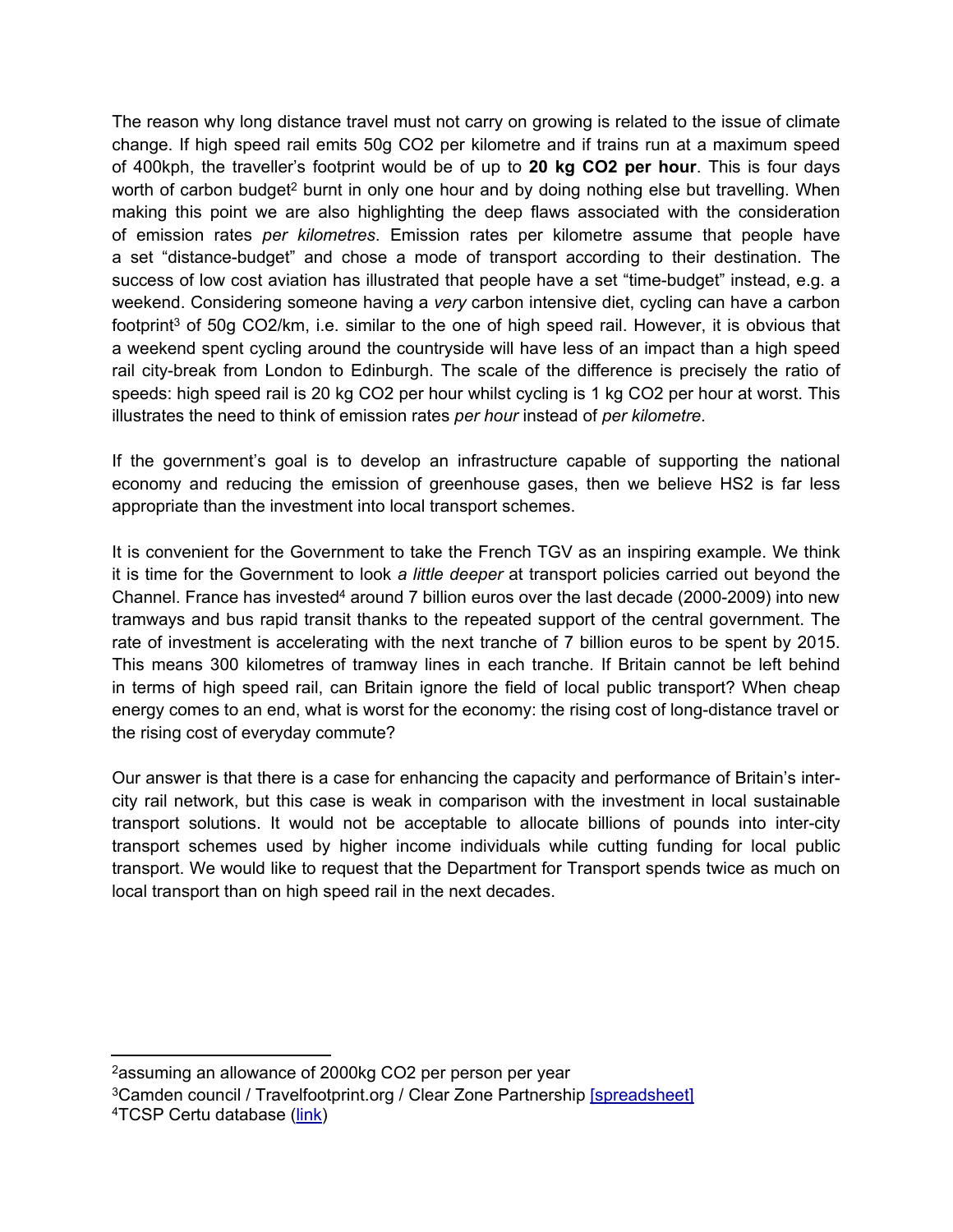The reason why long distance travel must not carry on growing is related to the issue of climate change. If high speed rail emits 50g $CO_2$ per kilometre and if trains run at a maximum speed of 400kph, the traveller's footprint would be of up to **20 kg $CO_2$ per hour**. This is four days worth of carbon budget[2] burnt in only one hour and by doing nothing else but travelling. When making this point we are also highlighting the deep flaws associated with the consideration of emission rates *per kilometres*. Emission rates per kilometre assume that people have a set "distance-budget" and chose a mode of transport according to their destination. The success of low cost aviation has illustrated that people have a set "time-budget" instead, e.g. a weekend. Considering someone having a *very* carbon intensive diet, cycling can have a carbon footprint[3] of 50g $CO_2$/km, i.e. similar to the one of high speed rail. However, it is obvious that a weekend spent cycling around the countryside will have less of an impact than a high speed rail city-break from London to Edinburgh. The scale of the difference is precisely the ratio of speeds: high speed rail is 20 kg $CO_2$ per hour whilst cycling is 1 kg $CO_2$ per hour at worst. This illustrates the need to think of emission rates *per hour* instead of *per kilometre*.

If the government's goal is to develop an infrastructure capable of supporting the national economy and reducing the emission of greenhouse gases, then we believe HS2 is far less appropriate than the investment into local transport schemes.

It is convenient for the Government to take the French TGV as an inspiring example. We think it is time for the Government to look *a little deeper* at transport policies carried out beyond the Channel. France has invested[4] around 7 billion euros over the last decade (2000-2009) into new tramways and bus rapid transit thanks to the repeated support of the central government. The rate of investment is accelerating with the next tranche of 7 billion euros to be spent by 2015. This means 300 kilometres of tramway lines in each tranche. If Britain cannot be left behind in terms of high speed rail, can Britain ignore the field of local public transport? When cheap energy comes to an end, what is worst for the economy: the rising cost of long-distance travel or the rising cost of everyday commute?

Our answer is that there is a case for enhancing the capacity and performance of Britain's inter-city rail network, but this case is weak in comparison with the investment in local sustainable transport solutions. It would not be acceptable to allocate billions of pounds into inter-city transport schemes used by higher income individuals while cutting funding for local public transport. We would like to request that the Department for Transport spends twice as much on local transport than on high speed rail in the next decades.

---

[2] assuming an allowance of 2000kg $CO_2$ per person per year

[3] Camden council / Travelfootprint.org / Clear Zone Partnership [spreadsheet]

[4] TCSP Certu database (link)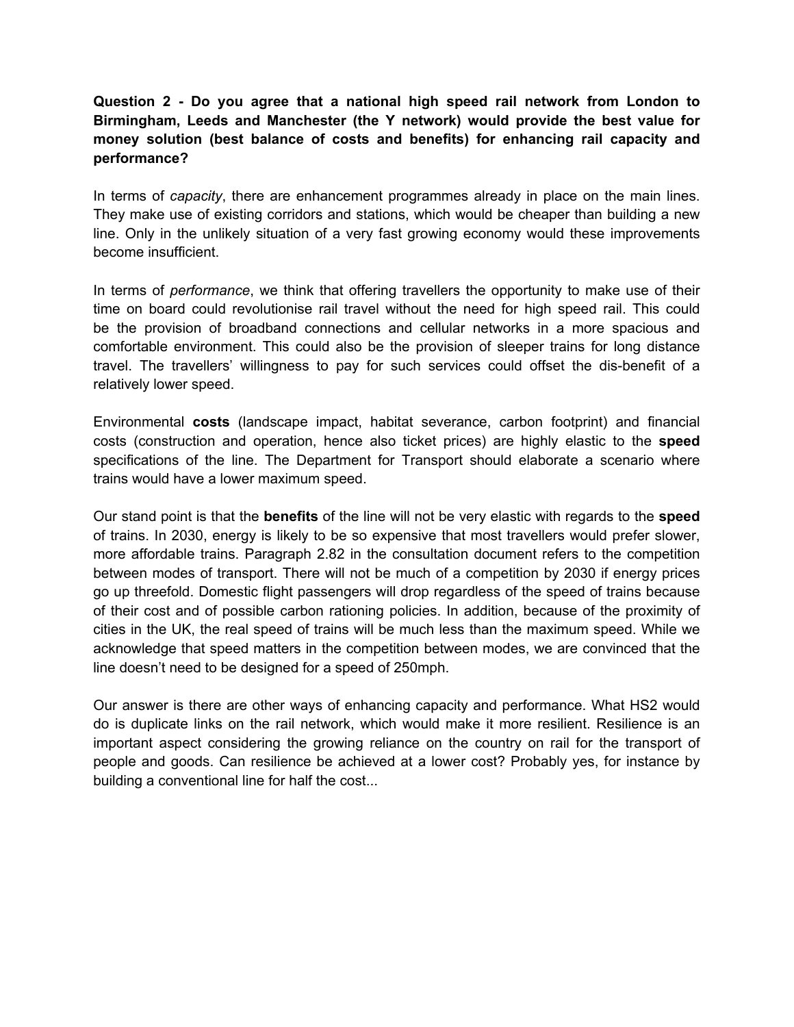**Question 2 - Do you agree that a national high speed rail network from London to Birmingham, Leeds and Manchester (the Y network) would provide the best value for money solution (best balance of costs and benefits) for enhancing rail capacity and performance?**

In terms of *capacity*, there are enhancement programmes already in place on the main lines. They make use of existing corridors and stations, which would be cheaper than building a new line. Only in the unlikely situation of a very fast growing economy would these improvements become insufficient.

In terms of *performance*, we think that offering travellers the opportunity to make use of their time on board could revolutionise rail travel without the need for high speed rail. This could be the provision of broadband connections and cellular networks in a more spacious and comfortable environment. This could also be the provision of sleeper trains for long distance travel. The travellers' willingness to pay for such services could offset the dis-benefit of a relatively lower speed.

Environmental **costs** (landscape impact, habitat severance, carbon footprint) and financial costs (construction and operation, hence also ticket prices) are highly elastic to the **speed** specifications of the line. The Department for Transport should elaborate a scenario where trains would have a lower maximum speed.

Our stand point is that the **benefits** of the line will not be very elastic with regards to the **speed** of trains. In 2030, energy is likely to be so expensive that most travellers would prefer slower, more affordable trains. Paragraph 2.82 in the consultation document refers to the competition between modes of transport. There will not be much of a competition by 2030 if energy prices go up threefold. Domestic flight passengers will drop regardless of the speed of trains because of their cost and of possible carbon rationing policies. In addition, because of the proximity of cities in the UK, the real speed of trains will be much less than the maximum speed. While we acknowledge that speed matters in the competition between modes, we are convinced that the line doesn't need to be designed for a speed of 250mph.

Our answer is there are other ways of enhancing capacity and performance. What HS2 would do is duplicate links on the rail network, which would make it more resilient. Resilience is an important aspect considering the growing reliance on the country on rail for the transport of people and goods. Can resilience be achieved at a lower cost? Probably yes, for instance by building a conventional line for half the cost...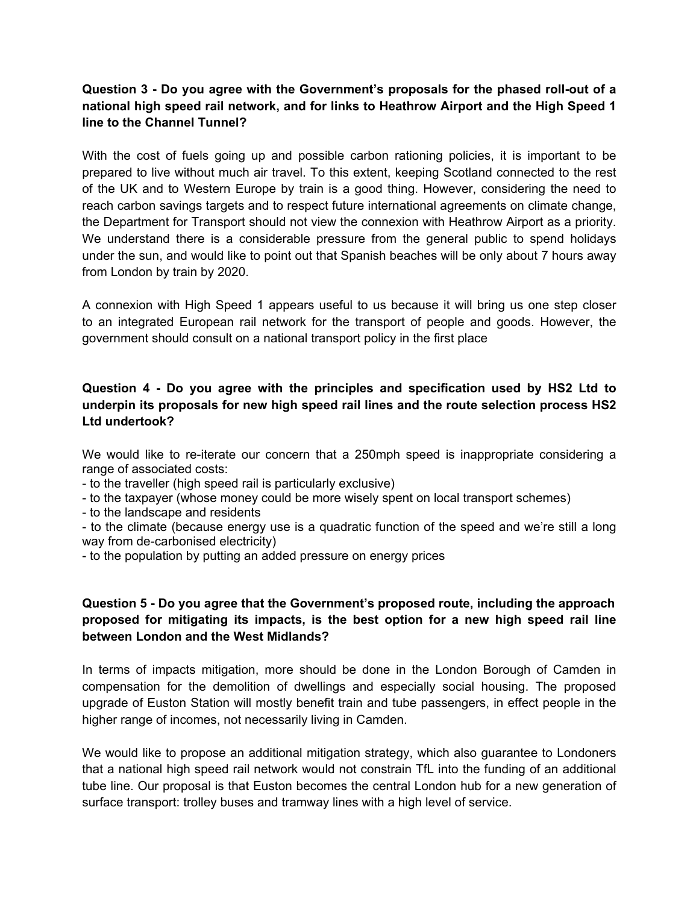**Question 3 - Do you agree with the Government's proposals for the phased roll-out of a national high speed rail network, and for links to Heathrow Airport and the High Speed 1 line to the Channel Tunnel?**

With the cost of fuels going up and possible carbon rationing policies, it is important to be prepared to live without much air travel. To this extent, keeping Scotland connected to the rest of the UK and to Western Europe by train is a good thing. However, considering the need to reach carbon savings targets and to respect future international agreements on climate change, the Department for Transport should not view the connexion with Heathrow Airport as a priority. We understand there is a considerable pressure from the general public to spend holidays under the sun, and would like to point out that Spanish beaches will be only about 7 hours away from London by train by 2020.

A connexion with High Speed 1 appears useful to us because it will bring us one step closer to an integrated European rail network for the transport of people and goods. However, the government should consult on a national transport policy in the first place

**Question 4 - Do you agree with the principles and specification used by HS2 Ltd to underpin its proposals for new high speed rail lines and the route selection process HS2 Ltd undertook?**

We would like to re-iterate our concern that a 250mph speed is inappropriate considering a range of associated costs:

- to the traveller (high speed rail is particularly exclusive)
- to the taxpayer (whose money could be more wisely spent on local transport schemes)
- to the landscape and residents
- to the climate (because energy use is a quadratic function of the speed and we're still a long way from de-carbonised electricity)
- to the population by putting an added pressure on energy prices

**Question 5 - Do you agree that the Government's proposed route, including the approach proposed for mitigating its impacts, is the best option for a new high speed rail line between London and the West Midlands?**

In terms of impacts mitigation, more should be done in the London Borough of Camden in compensation for the demolition of dwellings and especially social housing. The proposed upgrade of Euston Station will mostly benefit train and tube passengers, in effect people in the higher range of incomes, not necessarily living in Camden.

We would like to propose an additional mitigation strategy, which also guarantee to Londoners that a national high speed rail network would not constrain TfL into the funding of an additional tube line. Our proposal is that Euston becomes the central London hub for a new generation of surface transport: trolley buses and tramway lines with a high level of service.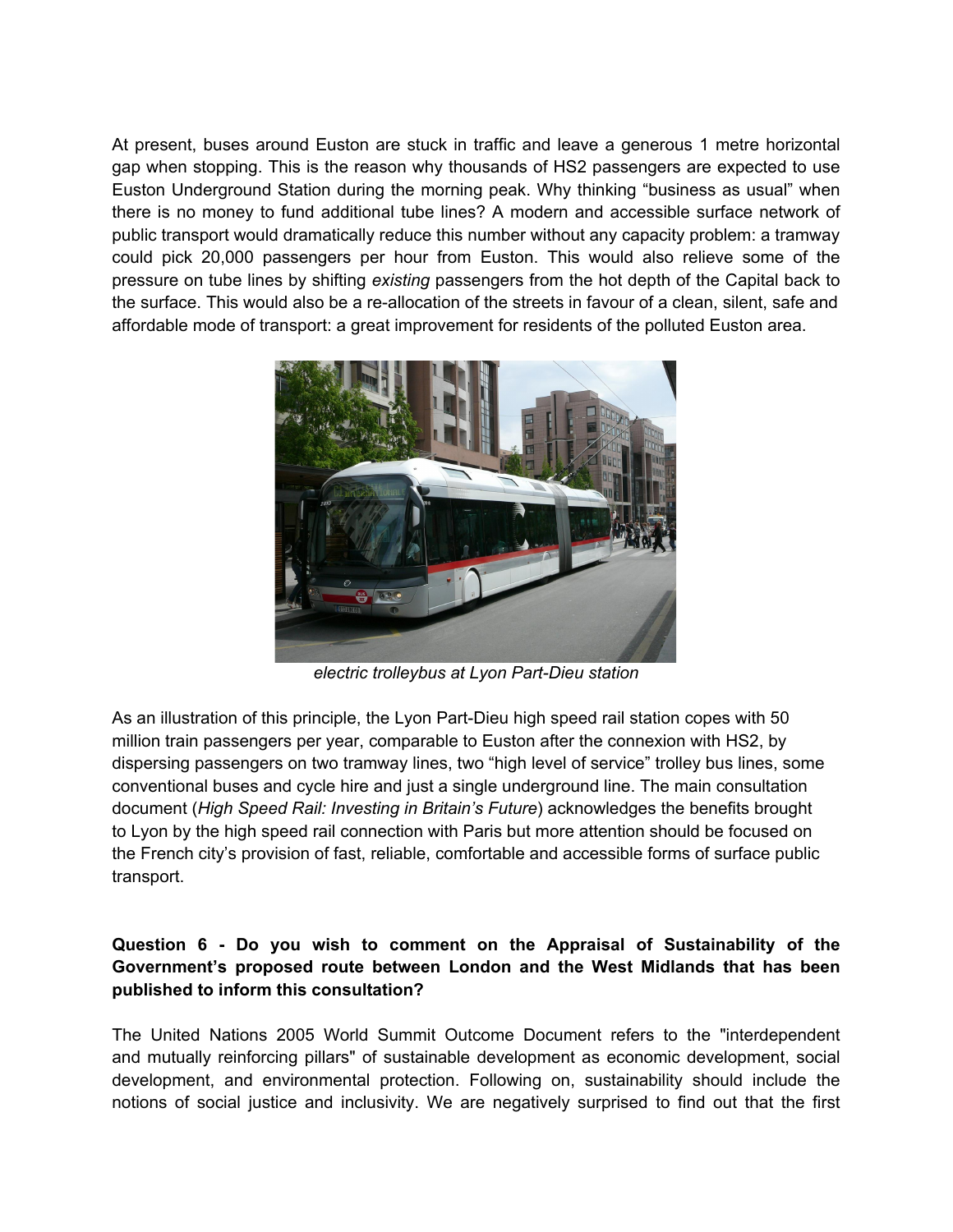At present, buses around Euston are stuck in traffic and leave a generous 1 metre horizontal gap when stopping. This is the reason why thousands of HS2 passengers are expected to use Euston Underground Station during the morning peak. Why thinking “business as usual” when there is no money to fund additional tube lines? A modern and accessible surface network of public transport would dramatically reduce this number without any capacity problem: a tramway could pick 20,000 passengers per hour from Euston. This would also relieve some of the pressure on tube lines by shifting *existing* passengers from the hot depth of the Capital back to the surface. This would also be a re-allocation of the streets in favour of a clean, silent, safe and affordable mode of transport: a great improvement for residents of the polluted Euston area.

*electric trolleybus at Lyon Part-Dieu station*

As an illustration of this principle, the Lyon Part-Dieu high speed rail station copes with 50 million train passengers per year, comparable to Euston after the connexion with HS2, by dispersing passengers on two tramway lines, two “high level of service” trolley bus lines, some conventional buses and cycle hire and just a single underground line. The main consultation document (*High Speed Rail: Investing in Britain’s Future*) acknowledges the benefits brought to Lyon by the high speed rail connection with Paris but more attention should be focused on the French city’s provision of fast, reliable, comfortable and accessible forms of surface public transport.

**Question 6 - Do you wish to comment on the Appraisal of Sustainability of the Government’s proposed route between London and the West Midlands that has been published to inform this consultation?**

The United Nations 2005 World Summit Outcome Document refers to the "interdependent and mutually reinforcing pillars" of sustainable development as economic development, social development, and environmental protection. Following on, sustainability should include the notions of social justice and inclusivity. We are negatively surprised to find out that the first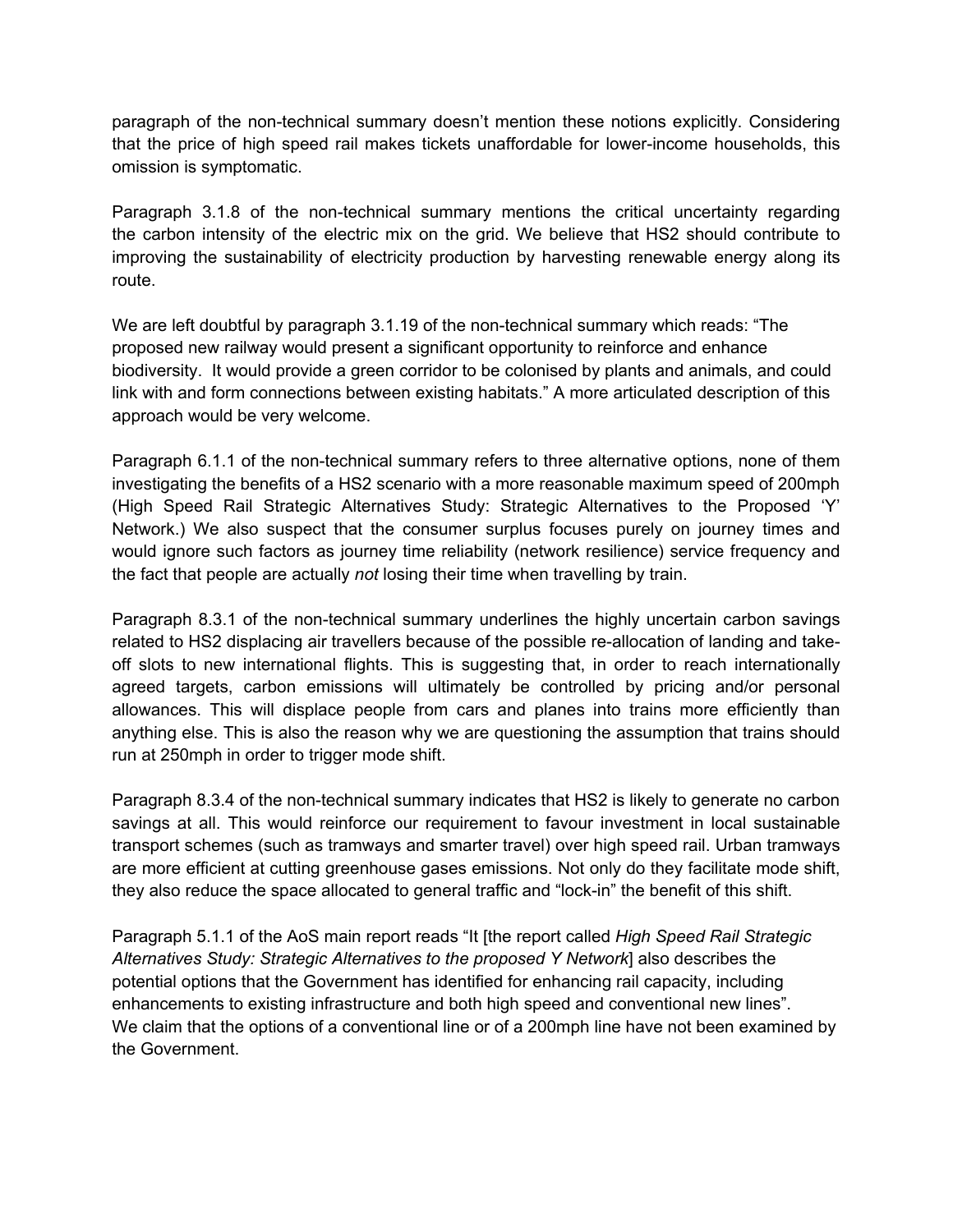paragraph of the non-technical summary doesn't mention these notions explicitly. Considering that the price of high speed rail makes tickets unaffordable for lower-income households, this omission is symptomatic.

Paragraph 3.1.8 of the non-technical summary mentions the critical uncertainty regarding the carbon intensity of the electric mix on the grid. We believe that HS2 should contribute to improving the sustainability of electricity production by harvesting renewable energy along its route.

We are left doubtful by paragraph 3.1.19 of the non-technical summary which reads: "The proposed new railway would present a significant opportunity to reinforce and enhance biodiversity. It would provide a green corridor to be colonised by plants and animals, and could link with and form connections between existing habitats." A more articulated description of this approach would be very welcome.

Paragraph 6.1.1 of the non-technical summary refers to three alternative options, none of them investigating the benefits of a HS2 scenario with a more reasonable maximum speed of 200mph (High Speed Rail Strategic Alternatives Study: Strategic Alternatives to the Proposed 'Y' Network.) We also suspect that the consumer surplus focuses purely on journey times and would ignore such factors as journey time reliability (network resilience) service frequency and the fact that people are actually *not* losing their time when travelling by train.

Paragraph 8.3.1 of the non-technical summary underlines the highly uncertain carbon savings related to HS2 displacing air travellers because of the possible re-allocation of landing and take-off slots to new international flights. This is suggesting that, in order to reach internationally agreed targets, carbon emissions will ultimately be controlled by pricing and/or personal allowances. This will displace people from cars and planes into trains more efficiently than anything else. This is also the reason why we are questioning the assumption that trains should run at 250mph in order to trigger mode shift.

Paragraph 8.3.4 of the non-technical summary indicates that HS2 is likely to generate no carbon savings at all. This would reinforce our requirement to favour investment in local sustainable transport schemes (such as tramways and smarter travel) over high speed rail. Urban tramways are more efficient at cutting greenhouse gases emissions. Not only do they facilitate mode shift, they also reduce the space allocated to general traffic and "lock-in" the benefit of this shift.

Paragraph 5.1.1 of the AoS main report reads "It [the report called *High Speed Rail Strategic Alternatives Study: Strategic Alternatives to the proposed Y Network*] also describes the potential options that the Government has identified for enhancing rail capacity, including enhancements to existing infrastructure and both high speed and conventional new lines". We claim that the options of a conventional line or of a 200mph line have not been examined by the Government.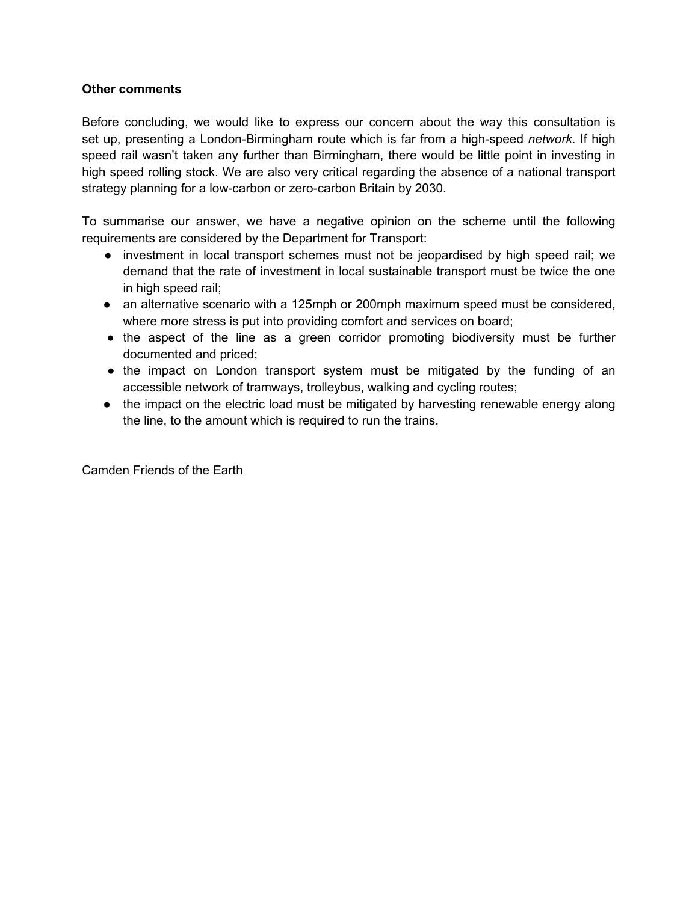**Other comments**

Before concluding, we would like to express our concern about the way this consultation is set up, presenting a London-Birmingham route which is far from a high-speed *network*. If high speed rail wasn't taken any further than Birmingham, there would be little point in investing in high speed rolling stock. We are also very critical regarding the absence of a national transport strategy planning for a low-carbon or zero-carbon Britain by 2030.

To summarise our answer, we have a negative opinion on the scheme until the following requirements are considered by the Department for Transport:

- investment in local transport schemes must not be jeopardised by high speed rail; we demand that the rate of investment in local sustainable transport must be twice the one in high speed rail;
- an alternative scenario with a 125mph or 200mph maximum speed must be considered, where more stress is put into providing comfort and services on board;
- the aspect of the line as a green corridor promoting biodiversity must be further documented and priced;
- the impact on London transport system must be mitigated by the funding of an accessible network of tramways, trolleybus, walking and cycling routes;
- the impact on the electric load must be mitigated by harvesting renewable energy along the line, to the amount which is required to run the trains.

Camden Friends of the Earth